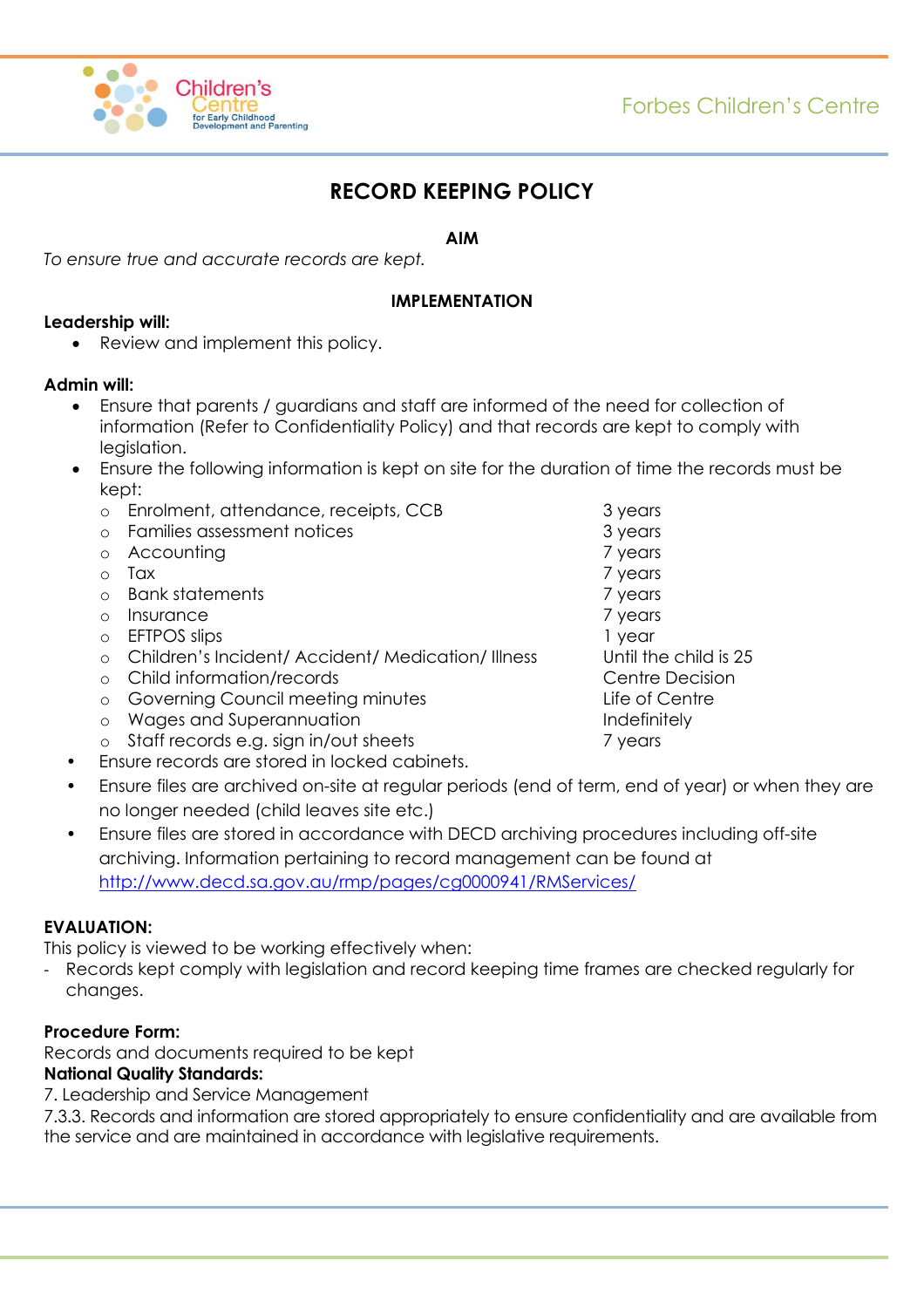# RECORD KEEPING POLICY

## AIM

*To ensure true and accurate records are kept.*

## IMPLEMENTATION

**Leadership will:**

- Review and implement this policy.

**Admin will:**

- Ensure that parents / guardians and staff are informed of the need for collection of information (Refer to Confidentiality Policy) and that records are kept to comply with legislation.
- Ensure the following information is kept on site for the duration of time the records must be kept:
  - Enrolment, attendance, receipts, CCB — 3 years
  - Families assessment notices — 3 years
  - Accounting — 7 years
  - Tax — 7 years
  - Bank statements — 7 years
  - Insurance — 7 years
  - EFTPOS slips — 1 year
  - Children's Incident/ Accident/ Medication/ Illness — Until the child is 25
  - Child information/records — Centre Decision
  - Governing Council meeting minutes — Life of Centre
  - Wages and Superannuation — Indefinitely
  - Staff records e.g. sign in/out sheets — 7 years
- Ensure records are stored in locked cabinets.
- Ensure files are archived on-site at regular periods (end of term, end of year) or when they are no longer needed (child leaves site etc.)
- Ensure files are stored in accordance with DECD archiving procedures including off-site archiving. Information pertaining to record management can be found at http://www.decd.sa.gov.au/rmp/pages/cg0000941/RMServices/

**EVALUATION:**

This policy is viewed to be working effectively when:

- Records kept comply with legislation and record keeping time frames are checked regularly for changes.

**Procedure Form:**

Records and documents required to be kept

**National Quality Standards:**

7. Leadership and Service Management

7.3.3. Records and information are stored appropriately to ensure confidentiality and are available from the service and are maintained in accordance with legislative requirements.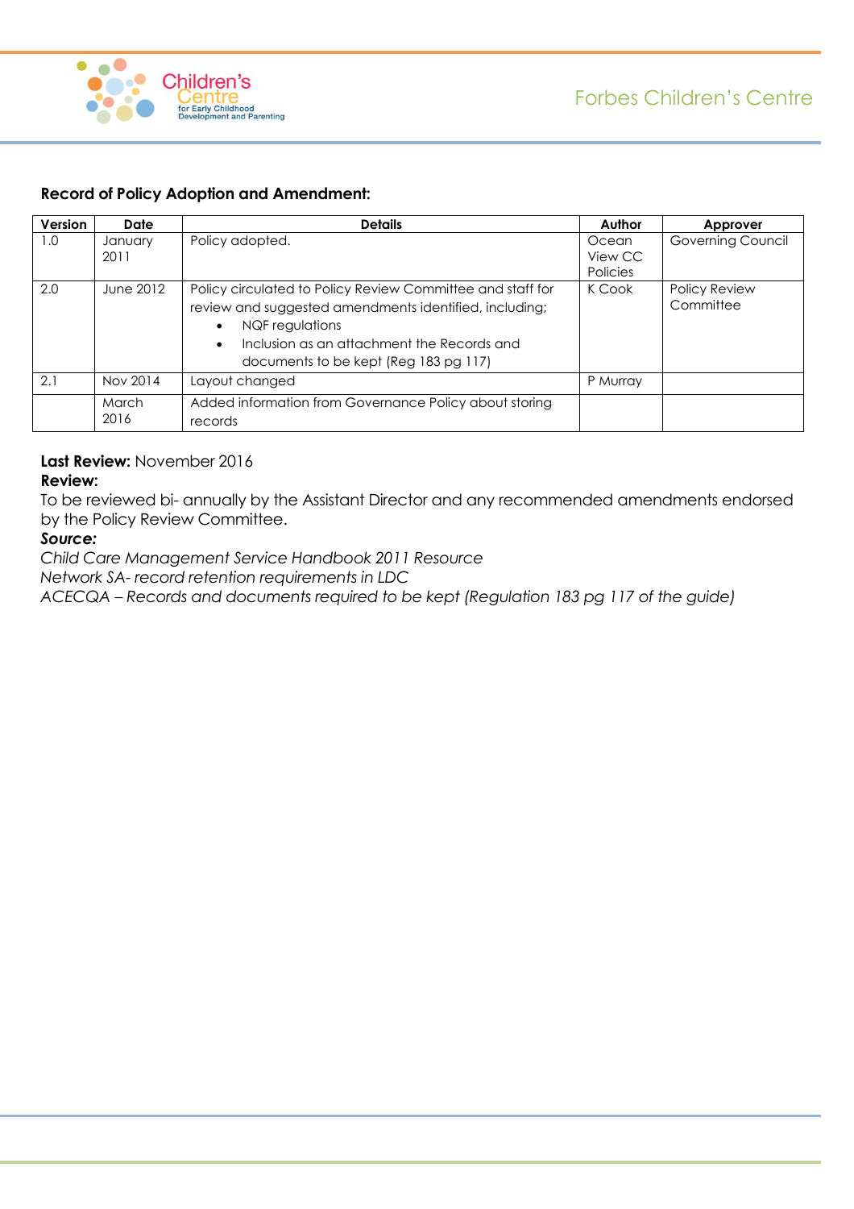**Record of Policy Adoption and Amendment:**

| Version | Date | Details | Author | Approver |
|---|---|---|---|---|
| 1.0 | January 2011 | Policy adopted. | Ocean View CC Policies | Governing Council |
| 2.0 | June 2012 | Policy circulated to Policy Review Committee and staff for review and suggested amendments identified, including; • NQF regulations • Inclusion as an attachment the Records and documents to be kept (Reg 183 pg 117) | K Cook | Policy Review Committee |
| 2.1 | Nov 2014 | Layout changed | P Murray | |
| | March 2016 | Added information from Governance Policy about storing records | | |

**Last Review:** November 2016

**Review:**

To be reviewed bi- annually by the Assistant Director and any recommended amendments endorsed by the Policy Review Committee.

***Source:***

*Child Care Management Service Handbook 2011 Resource*

*Network SA- record retention requirements in LDC*

*ACECQA – Records and documents required to be kept (Regulation 183 pg 117 of the guide)*